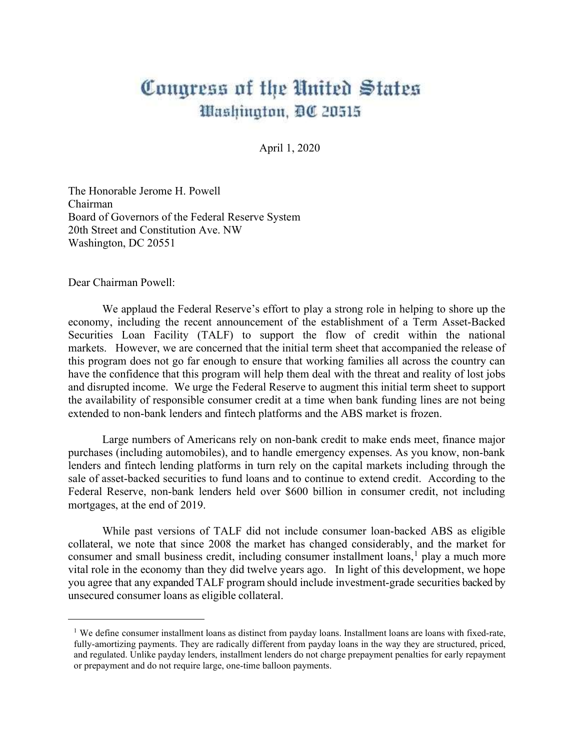# Congress of the United States
## Washington, DC 20515

April 1, 2020

The Honorable Jerome H. Powell
Chairman
Board of Governors of the Federal Reserve System
20th Street and Constitution Ave. NW
Washington, DC 20551

Dear Chairman Powell:

We applaud the Federal Reserve's effort to play a strong role in helping to shore up the economy, including the recent announcement of the establishment of a Term Asset-Backed Securities Loan Facility (TALF) to support the flow of credit within the national markets. However, we are concerned that the initial term sheet that accompanied the release of this program does not go far enough to ensure that working families all across the country can have the confidence that this program will help them deal with the threat and reality of lost jobs and disrupted income. We urge the Federal Reserve to augment this initial term sheet to support the availability of responsible consumer credit at a time when bank funding lines are not being extended to non-bank lenders and fintech platforms and the ABS market is frozen.

Large numbers of Americans rely on non-bank credit to make ends meet, finance major purchases (including automobiles), and to handle emergency expenses. As you know, non-bank lenders and fintech lending platforms in turn rely on the capital markets including through the sale of asset-backed securities to fund loans and to continue to extend credit. According to the Federal Reserve, non-bank lenders held over $600 billion in consumer credit, not including mortgages, at the end of 2019.

While past versions of TALF did not include consumer loan-backed ABS as eligible collateral, we note that since 2008 the market has changed considerably, and the market for consumer and small business credit, including consumer installment loans,[1] play a much more vital role in the economy than they did twelve years ago. In light of this development, we hope you agree that any expanded TALF program should include investment-grade securities backed by unsecured consumer loans as eligible collateral.

---

[1] We define consumer installment loans as distinct from payday loans. Installment loans are loans with fixed-rate, fully-amortizing payments. They are radically different from payday loans in the way they are structured, priced, and regulated. Unlike payday lenders, installment lenders do not charge prepayment penalties for early repayment or prepayment and do not require large, one-time balloon payments.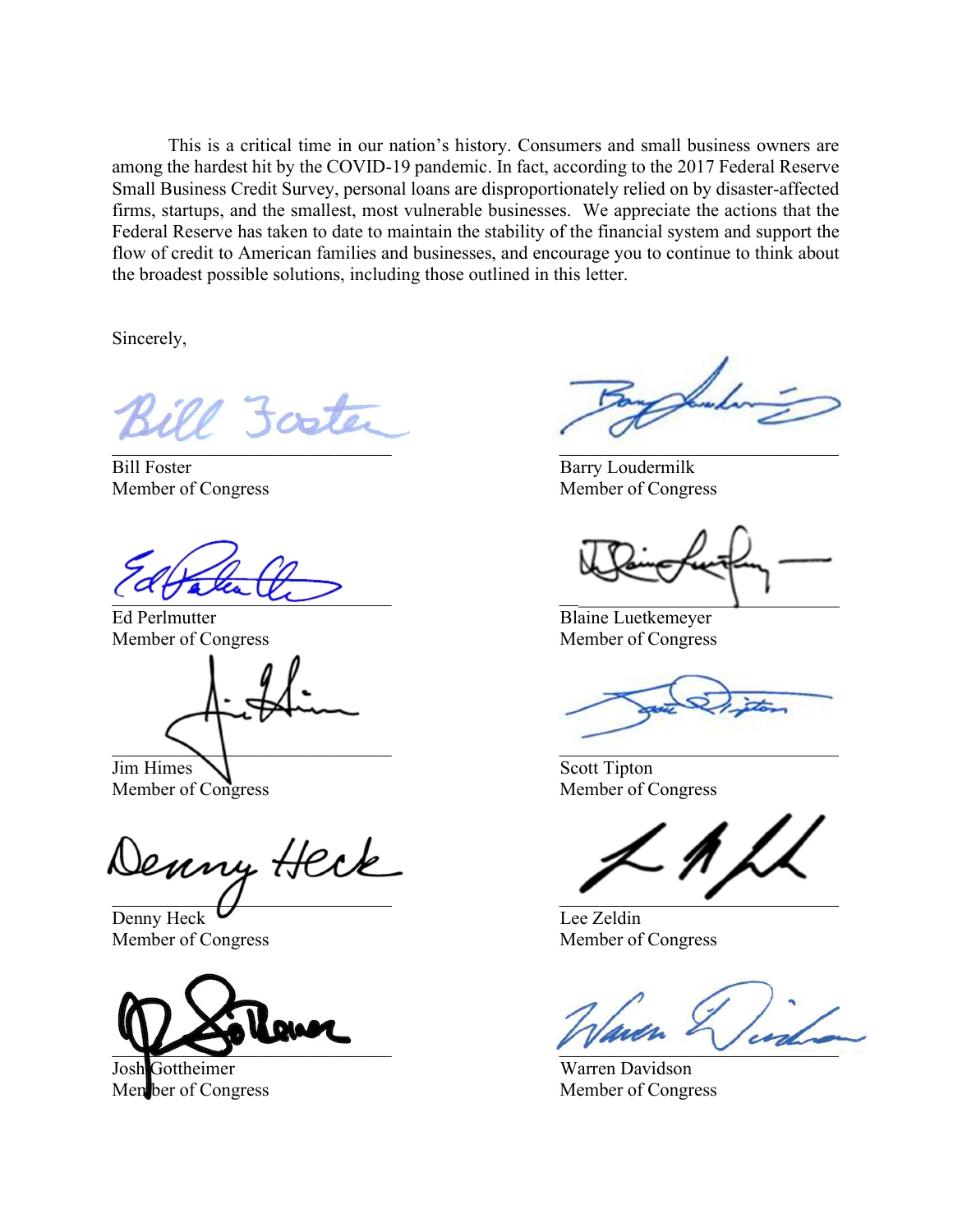This is a critical time in our nation's history. Consumers and small business owners are among the hardest hit by the COVID-19 pandemic. In fact, according to the 2017 Federal Reserve Small Business Credit Survey, personal loans are disproportionately relied on by disaster-affected firms, startups, and the smallest, most vulnerable businesses. We appreciate the actions that the Federal Reserve has taken to date to maintain the stability of the financial system and support the flow of credit to American families and businesses, and encourage you to continue to think about the broadest possible solutions, including those outlined in this letter.

Sincerely,

Bill Foster
Member of Congress

Barry Loudermilk
Member of Congress

Ed Perlmutter
Member of Congress

Blaine Luetkemeyer
Member of Congress

Jim Himes
Member of Congress

Scott Tipton
Member of Congress

Denny Heck
Member of Congress

Lee Zeldin
Member of Congress

Josh Gottheimer
Member of Congress

Warren Davidson
Member of Congress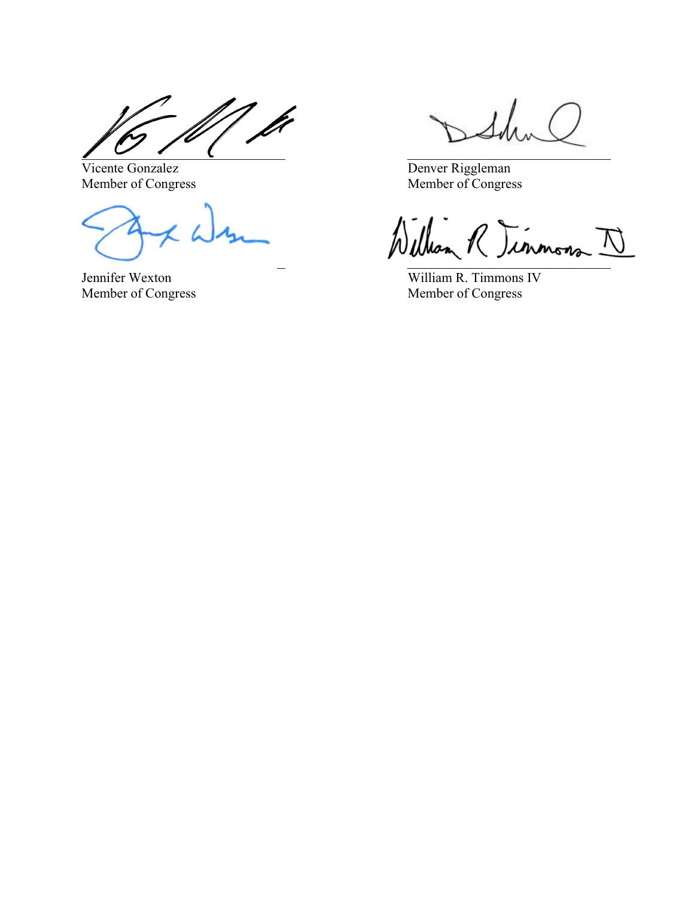Vicente Gonzalez
Member of Congress

Denver Riggleman
Member of Congress

Jennifer Wexton
Member of Congress

William R. Timmons IV
Member of Congress